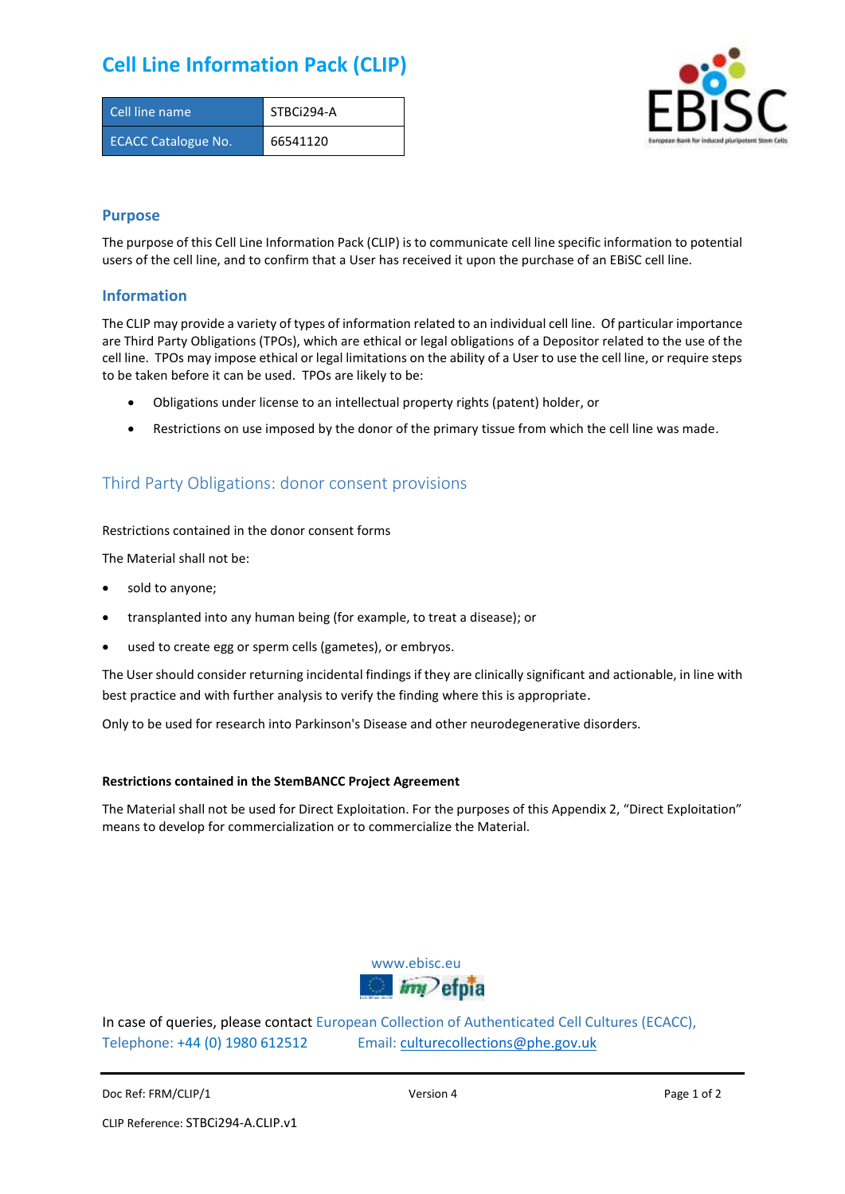# Cell Line Information Pack (CLIP)

| Cell line name | STBCi294-A |
|---|---|
| ECACC Catalogue No. | 66541120 |

## Purpose

The purpose of this Cell Line Information Pack (CLIP) is to communicate cell line specific information to potential users of the cell line, and to confirm that a User has received it upon the purchase of an EBiSC cell line.

## Information

The CLIP may provide a variety of types of information related to an individual cell line. Of particular importance are Third Party Obligations (TPOs), which are ethical or legal obligations of a Depositor related to the use of the cell line. TPOs may impose ethical or legal limitations on the ability of a User to use the cell line, or require steps to be taken before it can be used. TPOs are likely to be:

- Obligations under license to an intellectual property rights (patent) holder, or
- Restrictions on use imposed by the donor of the primary tissue from which the cell line was made.

## Third Party Obligations: donor consent provisions

Restrictions contained in the donor consent forms

The Material shall not be:

- sold to anyone;
- transplanted into any human being (for example, to treat a disease); or
- used to create egg or sperm cells (gametes), or embryos.

The User should consider returning incidental findings if they are clinically significant and actionable, in line with best practice and with further analysis to verify the finding where this is appropriate.

Only to be used for research into Parkinson's Disease and other neurodegenerative disorders.

**Restrictions contained in the StemBANCC Project Agreement**

The Material shall not be used for Direct Exploitation. For the purposes of this Appendix 2, "Direct Exploitation" means to develop for commercialization or to commercialize the Material.

www.ebisc.eu

In case of queries, please contact European Collection of Authenticated Cell Cultures (ECACC), Telephone: +44 (0) 1980 612512 Email: culturecollections@phe.gov.uk

Doc Ref: FRM/CLIP/1 Version 4

CLIP Reference: STBCi294-A.CLIP.v1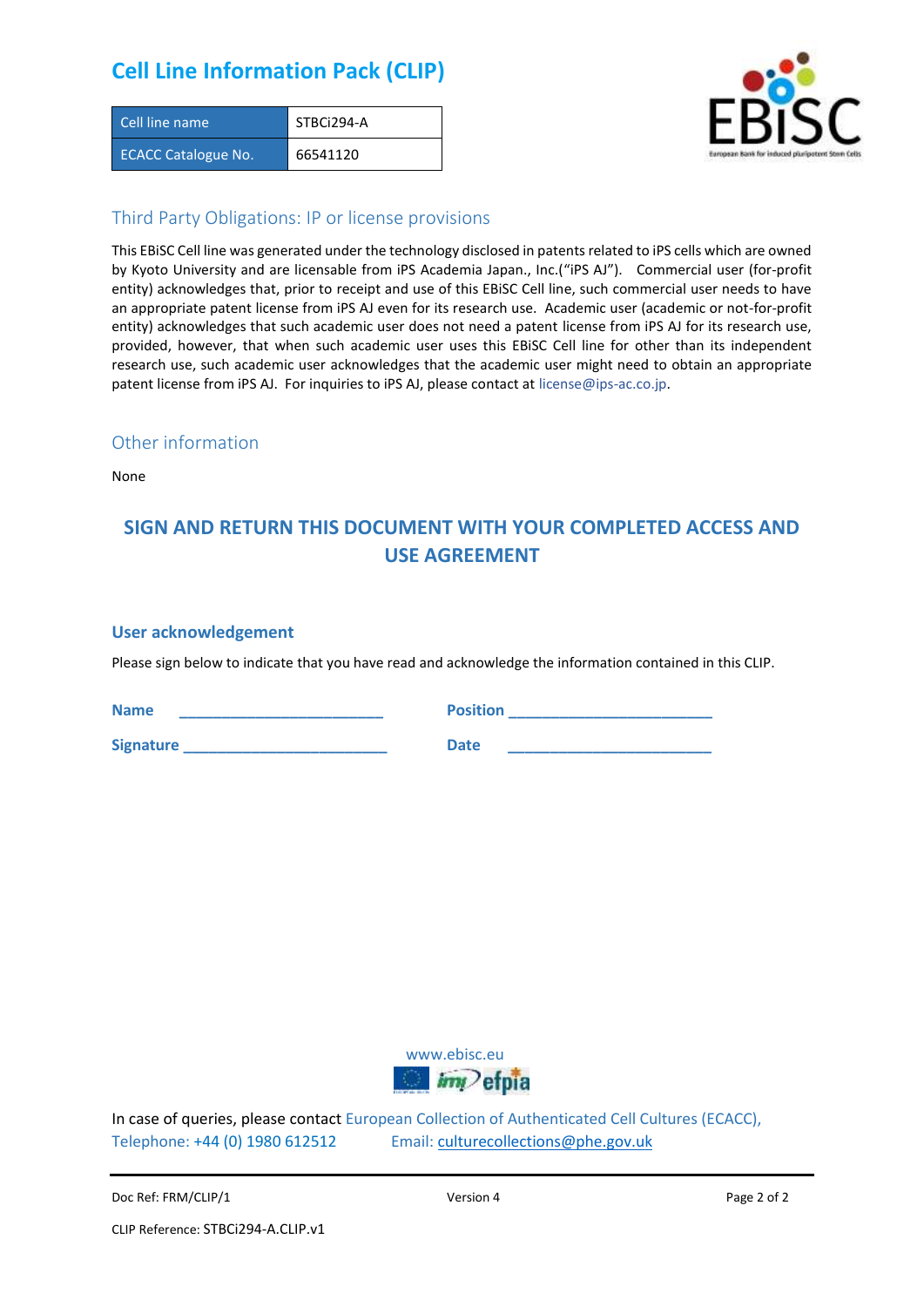# Cell Line Information Pack (CLIP)

| Cell line name | STBCi294-A |
|---|---|
| ECACC Catalogue No. | 66541120 |

## Third Party Obligations: IP or license provisions

This EBiSC Cell line was generated under the technology disclosed in patents related to iPS cells which are owned by Kyoto University and are licensable from iPS Academia Japan., Inc.("iPS AJ"). Commercial user (for-profit entity) acknowledges that, prior to receipt and use of this EBiSC Cell line, such commercial user needs to have an appropriate patent license from iPS AJ even for its research use. Academic user (academic or not-for-profit entity) acknowledges that such academic user does not need a patent license from iPS AJ for its research use, provided, however, that when such academic user uses this EBiSC Cell line for other than its independent research use, such academic user acknowledges that the academic user might need to obtain an appropriate patent license from iPS AJ. For inquiries to iPS AJ, please contact at license@ips-ac.co.jp.

## Other information

None

## SIGN AND RETURN THIS DOCUMENT WITH YOUR COMPLETED ACCESS AND USE AGREEMENT

### User acknowledgement

Please sign below to indicate that you have read and acknowledge the information contained in this CLIP.

**Name** _________________________ **Position** _________________________

**Signature** _________________________ **Date** _________________________

www.ebisc.eu

In case of queries, please contact European Collection of Authenticated Cell Cultures (ECACC), Telephone: +44 (0) 1980 612512 Email: culturecollections@phe.gov.uk

Doc Ref: FRM/CLIP/1 Version 4

CLIP Reference: STBCi294-A.CLIP.v1